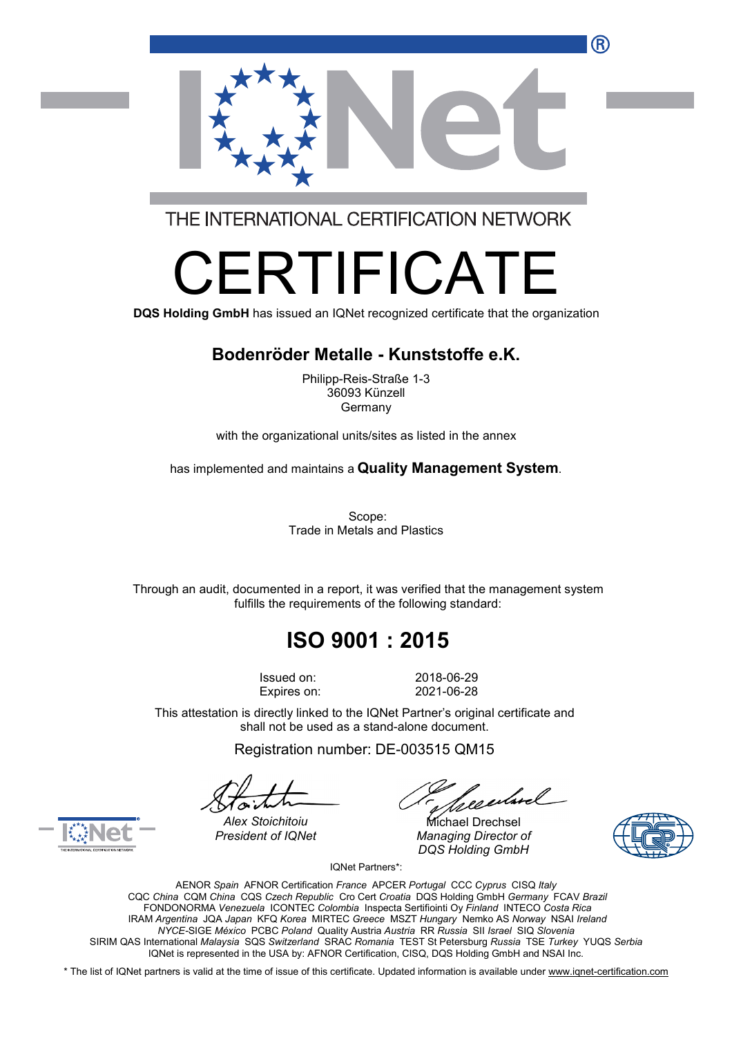THE INTERNATIONAL CERTIFICATION NETWORK

# CERTIFICATE

**DQS Holding GmbH** has issued an IQNet recognized certificate that the organization

## Bodenröder Metalle - Kunststoffe e.K.

Philipp-Reis-Straße 1-3
36093 Künzell
Germany

with the organizational units/sites as listed in the annex

has implemented and maintains a **Quality Management System**.

Scope:
Trade in Metals and Plastics

Through an audit, documented in a report, it was verified that the management system fulfills the requirements of the following standard:

## ISO 9001 : 2015

Issued on: 2018-06-29
Expires on: 2021-06-28

This attestation is directly linked to the IQNet Partner's original certificate and shall not be used as a stand-alone document.

Registration number: DE-003515 QM15

Alex Stoichitoiu
*President of IQNet*

Michael Drechsel
*Managing Director of DQS Holding GmbH*

IQNet Partners*:

AENOR *Spain* AFNOR Certification *France* APCER *Portugal* CCC *Cyprus* CISQ *Italy*
CQC *China* CQM *China* CQS *Czech Republic* Cro Cert *Croatia* DQS Holding GmbH *Germany* FCAV *Brazil*
FONDONORMA *Venezuela* ICONTEC *Colombia* Inspecta Sertifiointi Oy *Finland* INTECO *Costa Rica*
IRAM *Argentina* JQA *Japan* KFQ *Korea* MIRTEC *Greece* MSZT *Hungary* Nemko AS *Norway* NSAI *Ireland*
*NYCE*-SIGE *México* PCBC *Poland* Quality Austria *Austria* RR *Russia* SII *Israel* SIQ *Slovenia*
SIRIM QAS International *Malaysia* SQS *Switzerland* SRAC *Romania* TEST St Petersburg *Russia* TSE *Turkey* YUQS *Serbia*
IQNet is represented in the USA by: AFNOR Certification, CISQ, DQS Holding GmbH and NSAI Inc.

* The list of IQNet partners is valid at the time of issue of this certificate. Updated information is available under www.iqnet-certification.com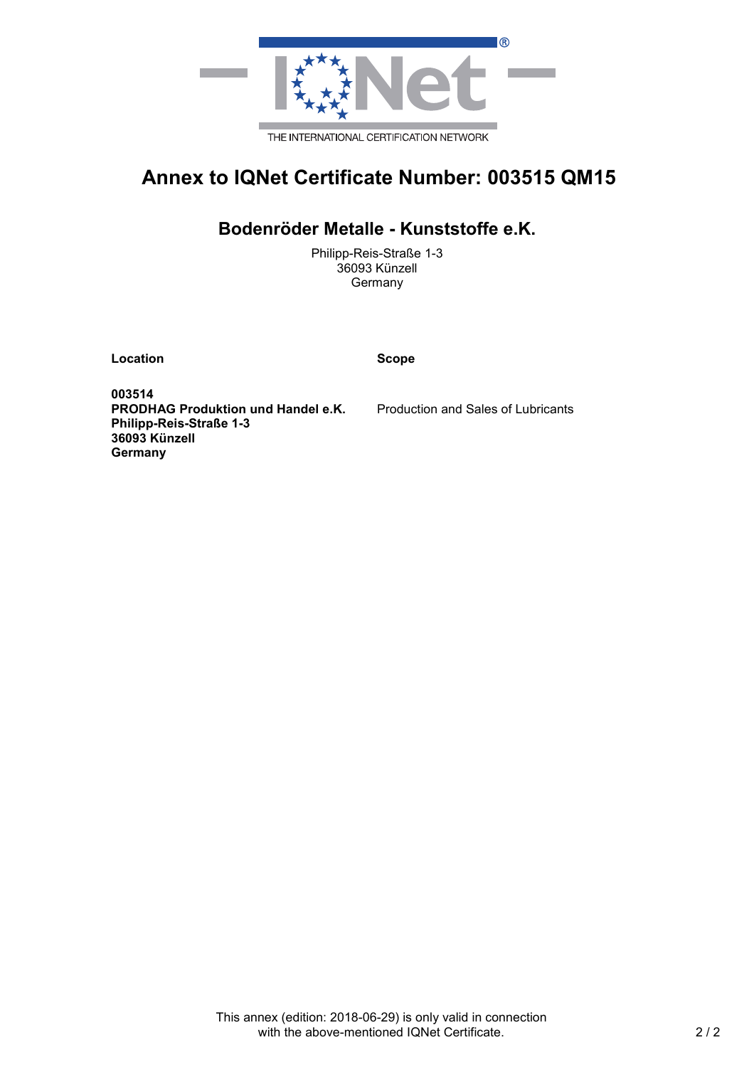THE INTERNATIONAL CERTIFICATION NETWORK

# Annex to IQNet Certificate Number: 003515 QM15

## Bodenröder Metalle - Kunststoffe e.K.

Philipp-Reis-Straße 1-3
36093 Künzell
Germany

| Location | Scope |
| --- | --- |
| **003514**<br>**PRODHAG Produktion und Handel e.K.**<br>**Philipp-Reis-Straße 1-3**<br>**36093 Künzell**<br>**Germany** | Production and Sales of Lubricants |

This annex (edition: 2018-06-29) is only valid in connection with the above-mentioned IQNet Certificate.